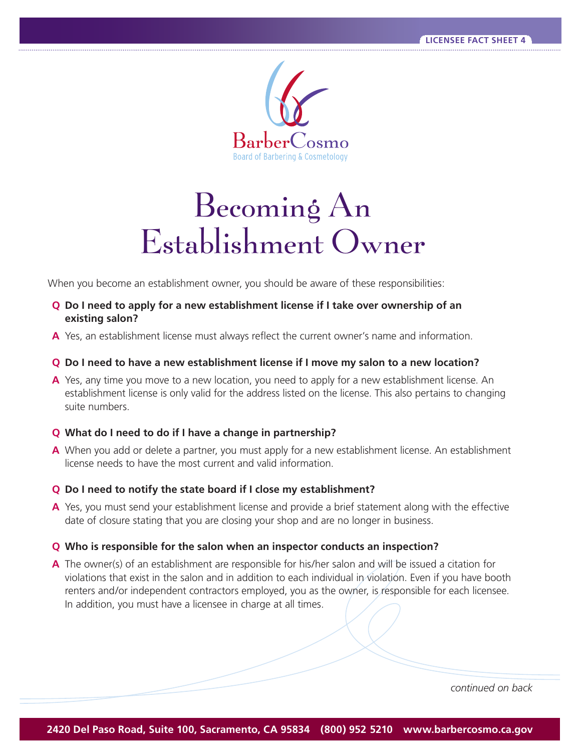BarberCosmo
Board of Barbering & Cosmetology

# Becoming An Establishment Owner

When you become an establishment owner, you should be aware of these responsibilities:

**Q Do I need to apply for a new establishment license if I take over ownership of an existing salon?**

**A** Yes, an establishment license must always reflect the current owner's name and information.

**Q Do I need to have a new establishment license if I move my salon to a new location?**

**A** Yes, any time you move to a new location, you need to apply for a new establishment license. An establishment license is only valid for the address listed on the license. This also pertains to changing suite numbers.

**Q What do I need to do if I have a change in partnership?**

**A** When you add or delete a partner, you must apply for a new establishment license. An establishment license needs to have the most current and valid information.

**Q Do I need to notify the state board if I close my establishment?**

**A** Yes, you must send your establishment license and provide a brief statement along with the effective date of closure stating that you are closing your shop and are no longer in business.

**Q Who is responsible for the salon when an inspector conducts an inspection?**

**A** The owner(s) of an establishment are responsible for his/her salon and will be issued a citation for violations that exist in the salon and in addition to each individual in violation. Even if you have booth renters and/or independent contractors employed, you as the owner, is responsible for each licensee. In addition, you must have a licensee in charge at all times.

*continued on back*

**2420 Del Paso Road, Suite 100, Sacramento, CA 95834 (800) 952 5210 www.barbercosmo.ca.gov**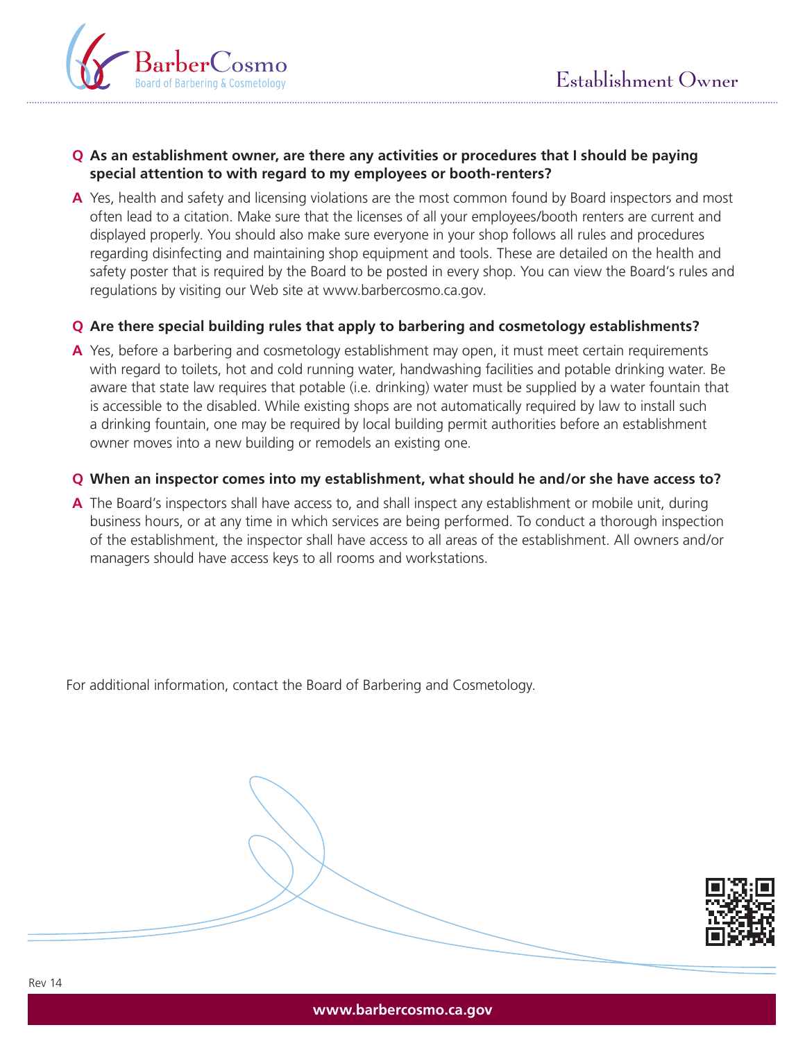**Q As an establishment owner, are there any activities or procedures that I should be paying special attention to with regard to my employees or booth-renters?**

**A** Yes, health and safety and licensing violations are the most common found by Board inspectors and most often lead to a citation. Make sure that the licenses of all your employees/booth renters are current and displayed properly. You should also make sure everyone in your shop follows all rules and procedures regarding disinfecting and maintaining shop equipment and tools. These are detailed on the health and safety poster that is required by the Board to be posted in every shop. You can view the Board's rules and regulations by visiting our Web site at www.barbercosmo.ca.gov.

**Q Are there special building rules that apply to barbering and cosmetology establishments?**

**A** Yes, before a barbering and cosmetology establishment may open, it must meet certain requirements with regard to toilets, hot and cold running water, handwashing facilities and potable drinking water. Be aware that state law requires that potable (i.e. drinking) water must be supplied by a water fountain that is accessible to the disabled. While existing shops are not automatically required by law to install such a drinking fountain, one may be required by local building permit authorities before an establishment owner moves into a new building or remodels an existing one.

**Q When an inspector comes into my establishment, what should he and/or she have access to?**

**A** The Board's inspectors shall have access to, and shall inspect any establishment or mobile unit, during business hours, or at any time in which services are being performed. To conduct a thorough inspection of the establishment, the inspector shall have access to all areas of the establishment. All owners and/or managers should have access keys to all rooms and workstations.

For additional information, contact the Board of Barbering and Cosmetology.

Rev 14